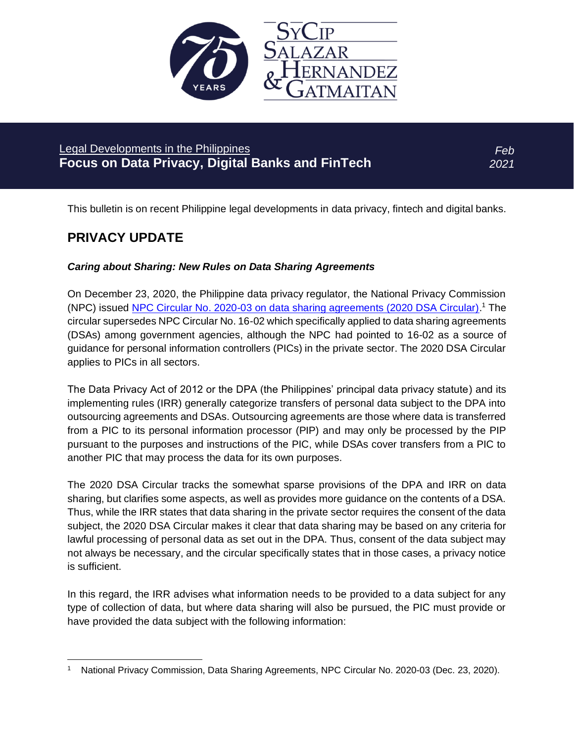Legal Developments in the Philippines

**Focus on Data Privacy, Digital Banks and FinTech**

*Feb 2021*

This bulletin is on recent Philippine legal developments in data privacy, fintech and digital banks.

## PRIVACY UPDATE

### *Caring about Sharing: New Rules on Data Sharing Agreements*

On December 23, 2020, the Philippine data privacy regulator, the National Privacy Commission (NPC) issued NPC Circular No. 2020-03 on data sharing agreements (2020 DSA Circular).[1] The circular supersedes NPC Circular No. 16-02 which specifically applied to data sharing agreements (DSAs) among government agencies, although the NPC had pointed to 16-02 as a source of guidance for personal information controllers (PICs) in the private sector. The 2020 DSA Circular applies to PICs in all sectors.

The Data Privacy Act of 2012 or the DPA (the Philippines' principal data privacy statute) and its implementing rules (IRR) generally categorize transfers of personal data subject to the DPA into outsourcing agreements and DSAs. Outsourcing agreements are those where data is transferred from a PIC to its personal information processor (PIP) and may only be processed by the PIP pursuant to the purposes and instructions of the PIC, while DSAs cover transfers from a PIC to another PIC that may process the data for its own purposes.

The 2020 DSA Circular tracks the somewhat sparse provisions of the DPA and IRR on data sharing, but clarifies some aspects, as well as provides more guidance on the contents of a DSA. Thus, while the IRR states that data sharing in the private sector requires the consent of the data subject, the 2020 DSA Circular makes it clear that data sharing may be based on any criteria for lawful processing of personal data as set out in the DPA. Thus, consent of the data subject may not always be necessary, and the circular specifically states that in those cases, a privacy notice is sufficient.

In this regard, the IRR advises what information needs to be provided to a data subject for any type of collection of data, but where data sharing will also be pursued, the PIC must provide or have provided the data subject with the following information:

---

[1] National Privacy Commission, Data Sharing Agreements, NPC Circular No. 2020-03 (Dec. 23, 2020).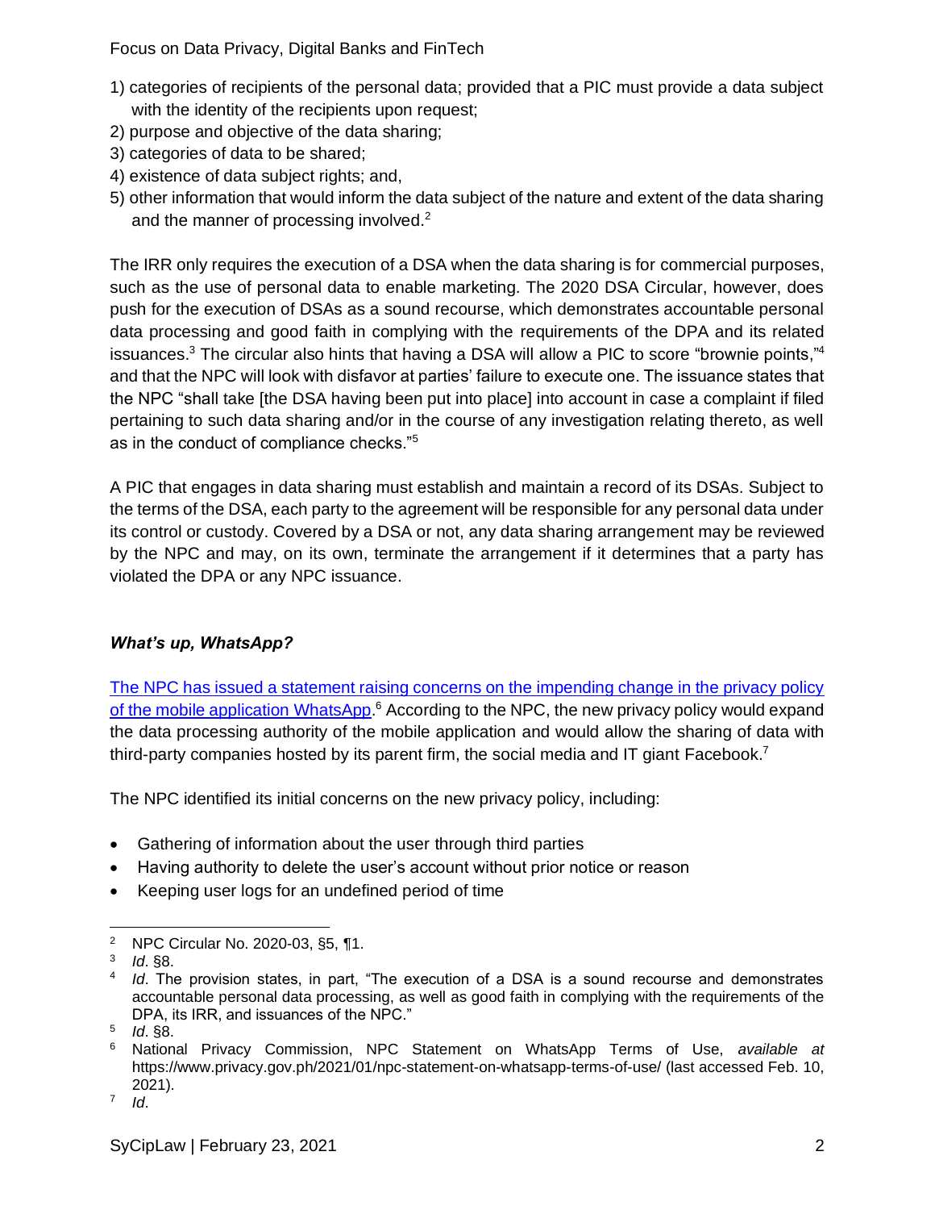1) categories of recipients of the personal data; provided that a PIC must provide a data subject with the identity of the recipients upon request;
2) purpose and objective of the data sharing;
3) categories of data to be shared;
4) existence of data subject rights; and,
5) other information that would inform the data subject of the nature and extent of the data sharing and the manner of processing involved.[2]

The IRR only requires the execution of a DSA when the data sharing is for commercial purposes, such as the use of personal data to enable marketing. The 2020 DSA Circular, however, does push for the execution of DSAs as a sound recourse, which demonstrates accountable personal data processing and good faith in complying with the requirements of the DPA and its related issuances.[3] The circular also hints that having a DSA will allow a PIC to score "brownie points,"[4] and that the NPC will look with disfavor at parties' failure to execute one. The issuance states that the NPC "shall take [the DSA having been put into place] into account in case a complaint if filed pertaining to such data sharing and/or in the course of any investigation relating thereto, as well as in the conduct of compliance checks."[5]

A PIC that engages in data sharing must establish and maintain a record of its DSAs. Subject to the terms of the DSA, each party to the agreement will be responsible for any personal data under its control or custody. Covered by a DSA or not, any data sharing arrangement may be reviewed by the NPC and may, on its own, terminate the arrangement if it determines that a party has violated the DPA or any NPC issuance.

### *What's up, WhatsApp?*

The NPC has issued a statement raising concerns on the impending change in the privacy policy of the mobile application WhatsApp.[6] According to the NPC, the new privacy policy would expand the data processing authority of the mobile application and would allow the sharing of data with third-party companies hosted by its parent firm, the social media and IT giant Facebook.[7]

The NPC identified its initial concerns on the new privacy policy, including:

- Gathering of information about the user through third parties
- Having authority to delete the user's account without prior notice or reason
- Keeping user logs for an undefined period of time

---

[2] NPC Circular No. 2020-03, §5, ¶1.

[3] *Id*. §8.

[4] *Id*. The provision states, in part, "The execution of a DSA is a sound recourse and demonstrates accountable personal data processing, as well as good faith in complying with the requirements of the DPA, its IRR, and issuances of the NPC."

[5] *Id*. §8.

[6] National Privacy Commission, NPC Statement on WhatsApp Terms of Use, *available at* https://www.privacy.gov.ph/2021/01/npc-statement-on-whatsapp-terms-of-use/ (last accessed Feb. 10, 2021).

[7] *Id*.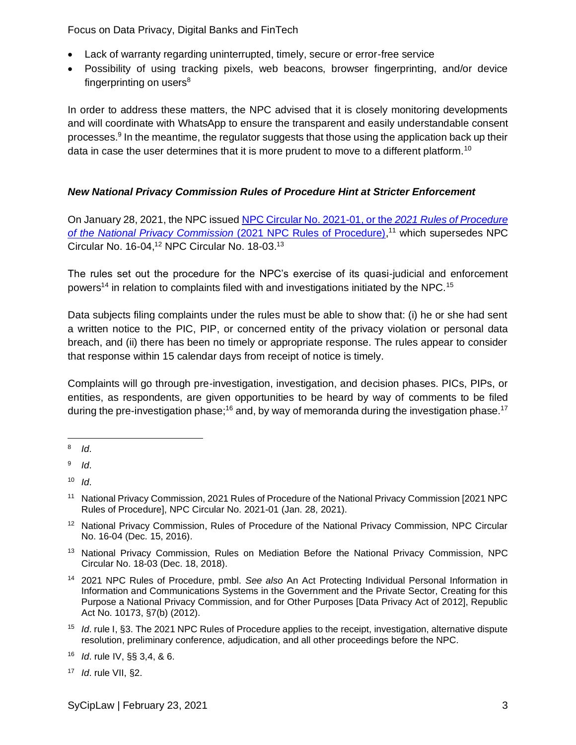- Lack of warranty regarding uninterrupted, timely, secure or error-free service
- Possibility of using tracking pixels, web beacons, browser fingerprinting, and/or device fingerprinting on users[8]

In order to address these matters, the NPC advised that it is closely monitoring developments and will coordinate with WhatsApp to ensure the transparent and easily understandable consent processes.[9] In the meantime, the regulator suggests that those using the application back up their data in case the user determines that it is more prudent to move to a different platform.[10]

### *New National Privacy Commission Rules of Procedure Hint at Stricter Enforcement*

On January 28, 2021, the NPC issued [NPC Circular No. 2021-01, or the *2021 Rules of Procedure of the National Privacy Commission* (2021 NPC Rules of Procedure)](),[11] which supersedes NPC Circular No. 16-04,[12] NPC Circular No. 18-03.[13]

The rules set out the procedure for the NPC's exercise of its quasi-judicial and enforcement powers[14] in relation to complaints filed with and investigations initiated by the NPC.[15]

Data subjects filing complaints under the rules must be able to show that: (i) he or she had sent a written notice to the PIC, PIP, or concerned entity of the privacy violation or personal data breach, and (ii) there has been no timely or appropriate response. The rules appear to consider that response within 15 calendar days from receipt of notice is timely.

Complaints will go through pre-investigation, investigation, and decision phases. PICs, PIPs, or entities, as respondents, are given opportunities to be heard by way of comments to be filed during the pre-investigation phase;[16] and, by way of memoranda during the investigation phase.[17]

---

[8] *Id*.

[9] *Id*.

[10] *Id*.

[11] National Privacy Commission, 2021 Rules of Procedure of the National Privacy Commission [2021 NPC Rules of Procedure], NPC Circular No. 2021-01 (Jan. 28, 2021).

[12] National Privacy Commission, Rules of Procedure of the National Privacy Commission, NPC Circular No. 16-04 (Dec. 15, 2016).

[13] National Privacy Commission, Rules on Mediation Before the National Privacy Commission, NPC Circular No. 18-03 (Dec. 18, 2018).

[14] 2021 NPC Rules of Procedure, pmbl. *See also* An Act Protecting Individual Personal Information in Information and Communications Systems in the Government and the Private Sector, Creating for this Purpose a National Privacy Commission, and for Other Purposes [Data Privacy Act of 2012], Republic Act No. 10173, §7(b) (2012).

[15] *Id*. rule I, §3. The 2021 NPC Rules of Procedure applies to the receipt, investigation, alternative dispute resolution, preliminary conference, adjudication, and all other proceedings before the NPC.

[16] *Id*. rule IV, §§ 3,4, & 6.

[17] *Id*. rule VII, §2.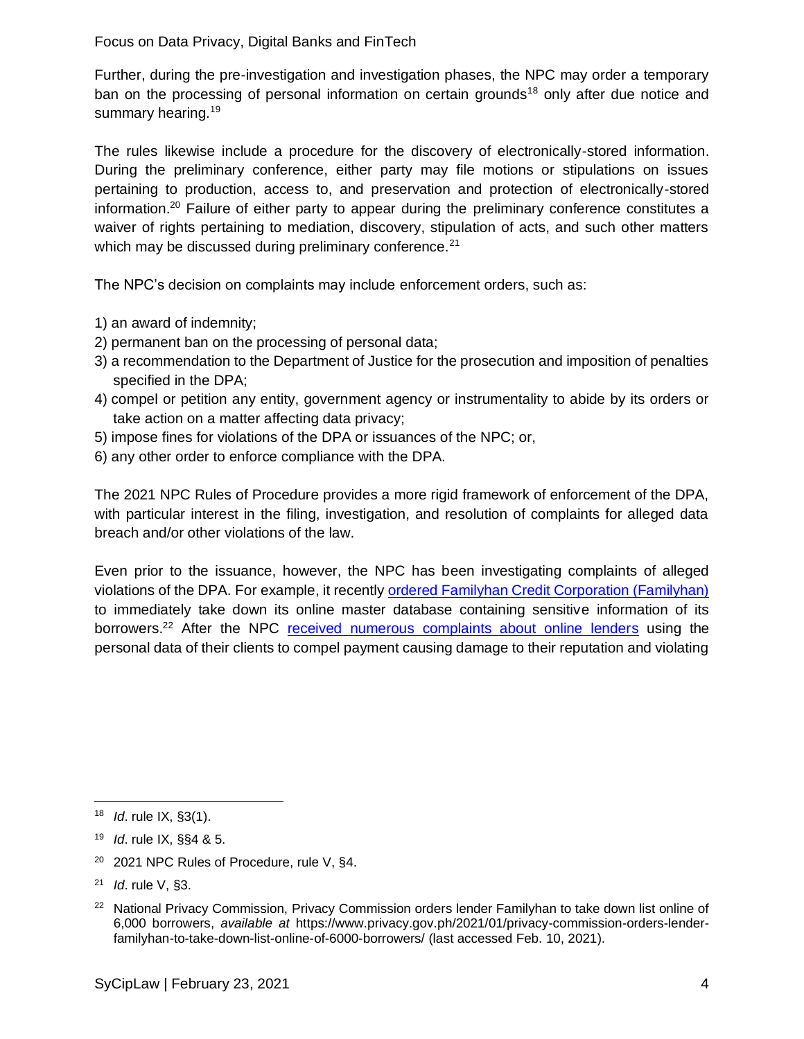Further, during the pre-investigation and investigation phases, the NPC may order a temporary ban on the processing of personal information on certain grounds[18] only after due notice and summary hearing.[19]

The rules likewise include a procedure for the discovery of electronically-stored information. During the preliminary conference, either party may file motions or stipulations on issues pertaining to production, access to, and preservation and protection of electronically-stored information.[20] Failure of either party to appear during the preliminary conference constitutes a waiver of rights pertaining to mediation, discovery, stipulation of acts, and such other matters which may be discussed during preliminary conference.[21]

The NPC's decision on complaints may include enforcement orders, such as:

1) an award of indemnity;
2) permanent ban on the processing of personal data;
3) a recommendation to the Department of Justice for the prosecution and imposition of penalties specified in the DPA;
4) compel or petition any entity, government agency or instrumentality to abide by its orders or take action on a matter affecting data privacy;
5) impose fines for violations of the DPA or issuances of the NPC; or,
6) any other order to enforce compliance with the DPA.

The 2021 NPC Rules of Procedure provides a more rigid framework of enforcement of the DPA, with particular interest in the filing, investigation, and resolution of complaints for alleged data breach and/or other violations of the law.

Even prior to the issuance, however, the NPC has been investigating complaints of alleged violations of the DPA. For example, it recently ordered Familyhan Credit Corporation (Familyhan) to immediately take down its online master database containing sensitive information of its borrowers.[22] After the NPC received numerous complaints about online lenders using the personal data of their clients to compel payment causing damage to their reputation and violating

---

[18] *Id*. rule IX, §3(1).

[19] *Id*. rule IX, §§4 & 5.

[20] 2021 NPC Rules of Procedure, rule V, §4.

[21] *Id*. rule V, §3.

[22] National Privacy Commission, Privacy Commission orders lender Familyhan to take down list online of 6,000 borrowers, *available at* https://www.privacy.gov.ph/2021/01/privacy-commission-orders-lender-familyhan-to-take-down-list-online-of-6000-borrowers/ (last accessed Feb. 10, 2021).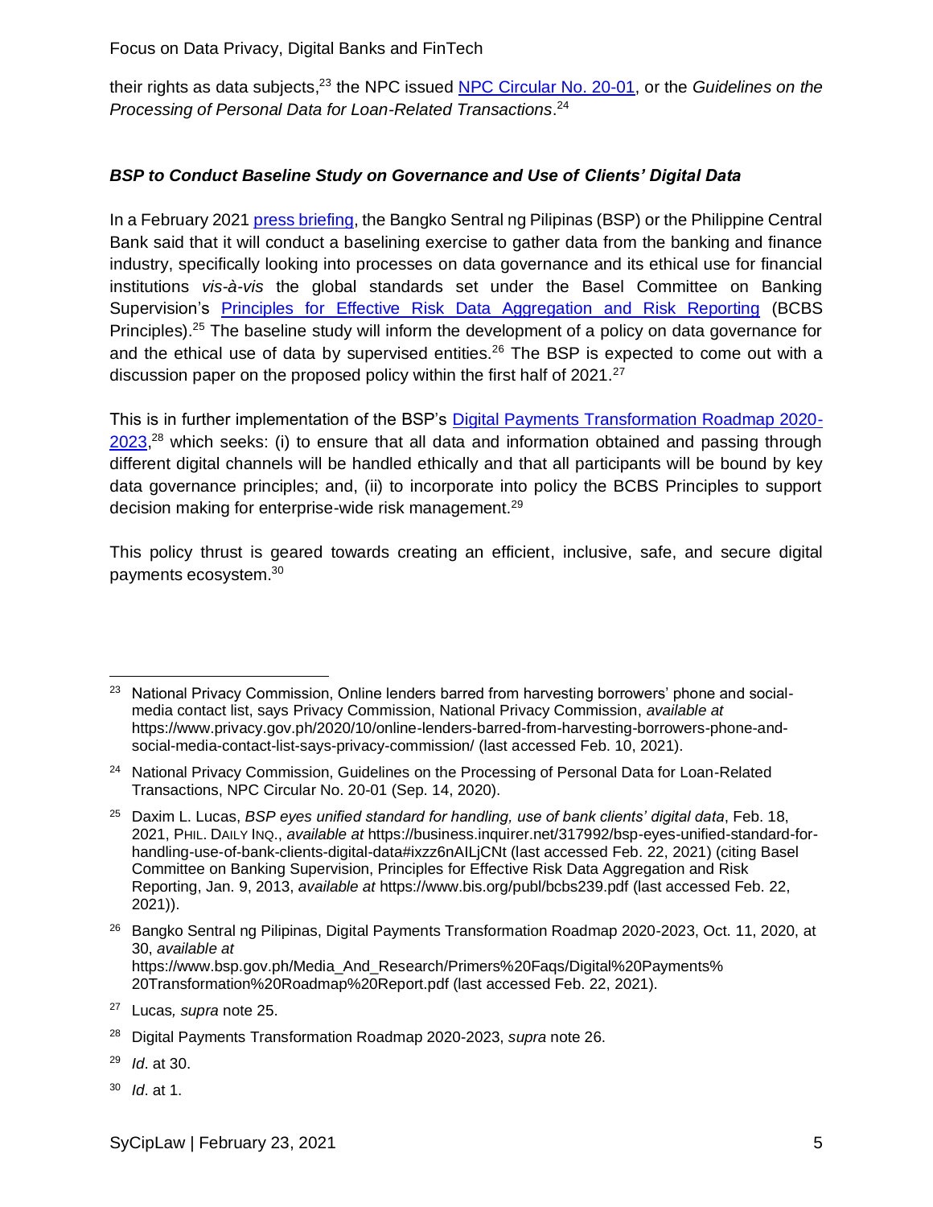their rights as data subjects,[23] the NPC issued [NPC Circular No. 20-01](), or the *Guidelines on the Processing of Personal Data for Loan-Related Transactions*.[24]

### *BSP to Conduct Baseline Study on Governance and Use of Clients' Digital Data*

In a February 2021 press briefing, the Bangko Sentral ng Pilipinas (BSP) or the Philippine Central Bank said that it will conduct a baselining exercise to gather data from the banking and finance industry, specifically looking into processes on data governance and its ethical use for financial institutions *vis-à-vis* the global standards set under the Basel Committee on Banking Supervision's Principles for Effective Risk Data Aggregation and Risk Reporting (BCBS Principles).[25] The baseline study will inform the development of a policy on data governance for and the ethical use of data by supervised entities.[26] The BSP is expected to come out with a discussion paper on the proposed policy within the first half of 2021.[27]

This is in further implementation of the BSP's Digital Payments Transformation Roadmap 2020-2023,[28] which seeks: (i) to ensure that all data and information obtained and passing through different digital channels will be handled ethically and that all participants will be bound by key data governance principles; and, (ii) to incorporate into policy the BCBS Principles to support decision making for enterprise-wide risk management.[29]

This policy thrust is geared towards creating an efficient, inclusive, safe, and secure digital payments ecosystem.[30]

---

[23] National Privacy Commission, Online lenders barred from harvesting borrowers' phone and social-media contact list, says Privacy Commission, National Privacy Commission, *available at* https://www.privacy.gov.ph/2020/10/online-lenders-barred-from-harvesting-borrowers-phone-and-social-media-contact-list-says-privacy-commission/ (last accessed Feb. 10, 2021).

[24] National Privacy Commission, Guidelines on the Processing of Personal Data for Loan-Related Transactions, NPC Circular No. 20-01 (Sep. 14, 2020).

[25] Daxim L. Lucas, *BSP eyes unified standard for handling, use of bank clients' digital data*, Feb. 18, 2021, PHIL. DAILY INQ., *available at* https://business.inquirer.net/317992/bsp-eyes-unified-standard-for-handling-use-of-bank-clients-digital-data#ixzz6nAILjCNt (last accessed Feb. 22, 2021) (citing Basel Committee on Banking Supervision, Principles for Effective Risk Data Aggregation and Risk Reporting, Jan. 9, 2013, *available at* https://www.bis.org/publ/bcbs239.pdf (last accessed Feb. 22, 2021)).

[26] Bangko Sentral ng Pilipinas, Digital Payments Transformation Roadmap 2020-2023, Oct. 11, 2020, at 30, *available at* https://www.bsp.gov.ph/Media_And_Research/Primers%20Faqs/Digital%20Payments%20Transformation%20Roadmap%20Report.pdf (last accessed Feb. 22, 2021).

[27] Lucas*, supra* note 25.

[28] Digital Payments Transformation Roadmap 2020-2023, *supra* note 26.

[29] *Id*. at 30.

[30] *Id*. at 1.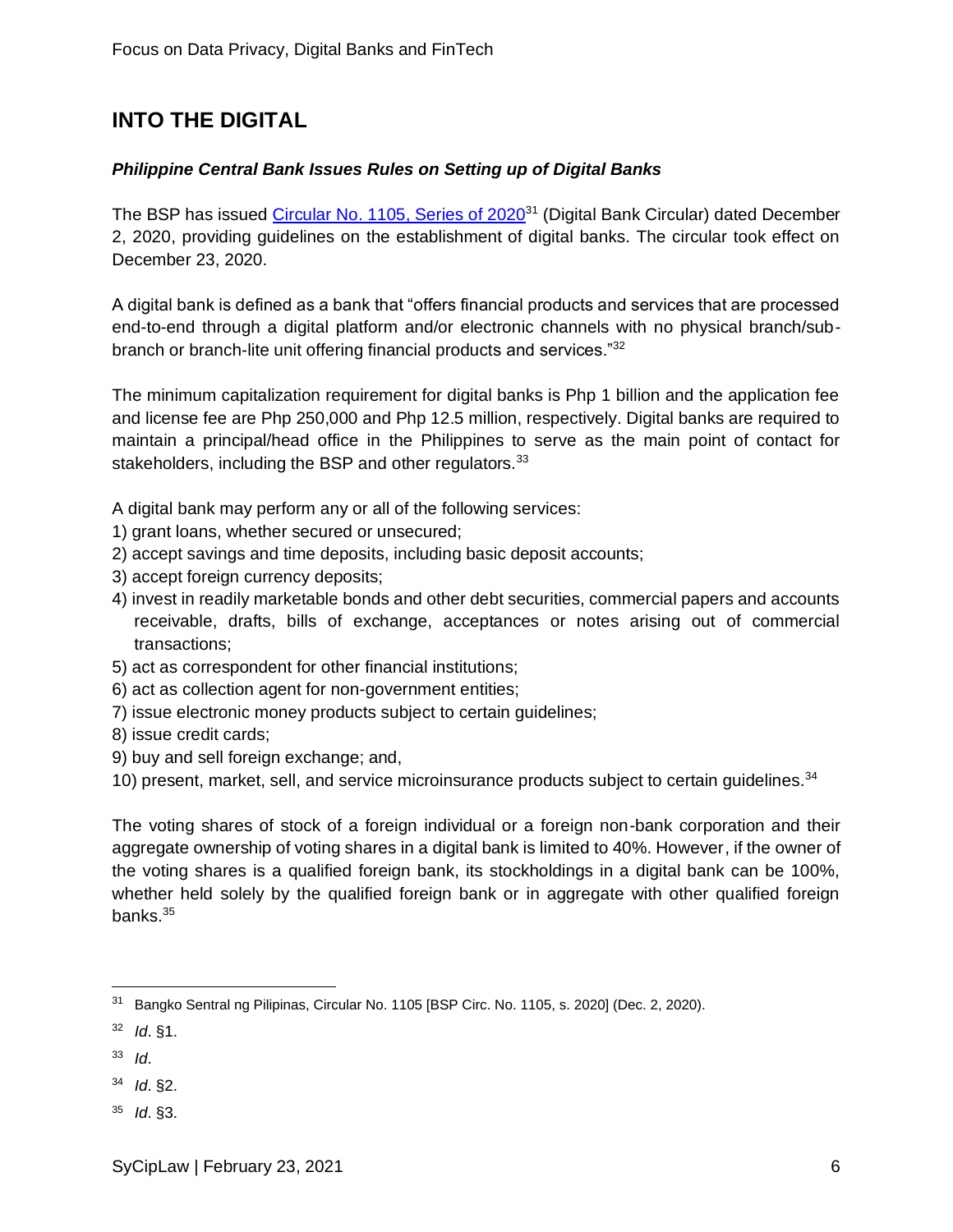## INTO THE DIGITAL

### *Philippine Central Bank Issues Rules on Setting up of Digital Banks*

The BSP has issued [Circular No. 1105, Series of 2020][31] (Digital Bank Circular) dated December 2, 2020, providing guidelines on the establishment of digital banks. The circular took effect on December 23, 2020.

A digital bank is defined as a bank that "offers financial products and services that are processed end-to-end through a digital platform and/or electronic channels with no physical branch/sub-branch or branch-lite unit offering financial products and services."[32]

The minimum capitalization requirement for digital banks is Php 1 billion and the application fee and license fee are Php 250,000 and Php 12.5 million, respectively. Digital banks are required to maintain a principal/head office in the Philippines to serve as the main point of contact for stakeholders, including the BSP and other regulators.[33]

A digital bank may perform any or all of the following services:

1) grant loans, whether secured or unsecured;
2) accept savings and time deposits, including basic deposit accounts;
3) accept foreign currency deposits;
4) invest in readily marketable bonds and other debt securities, commercial papers and accounts receivable, drafts, bills of exchange, acceptances or notes arising out of commercial transactions;
5) act as correspondent for other financial institutions;
6) act as collection agent for non-government entities;
7) issue electronic money products subject to certain guidelines;
8) issue credit cards;
9) buy and sell foreign exchange; and,
10) present, market, sell, and service microinsurance products subject to certain guidelines.[34]

The voting shares of stock of a foreign individual or a foreign non-bank corporation and their aggregate ownership of voting shares in a digital bank is limited to 40%. However, if the owner of the voting shares is a qualified foreign bank, its stockholdings in a digital bank can be 100%, whether held solely by the qualified foreign bank or in aggregate with other qualified foreign banks.[35]

---

[31] Bangko Sentral ng Pilipinas, Circular No. 1105 [BSP Circ. No. 1105, s. 2020] (Dec. 2, 2020).

[32] *Id*. §1.

[33] *Id*.

[34] *Id*. §2.

[35] *Id*. §3.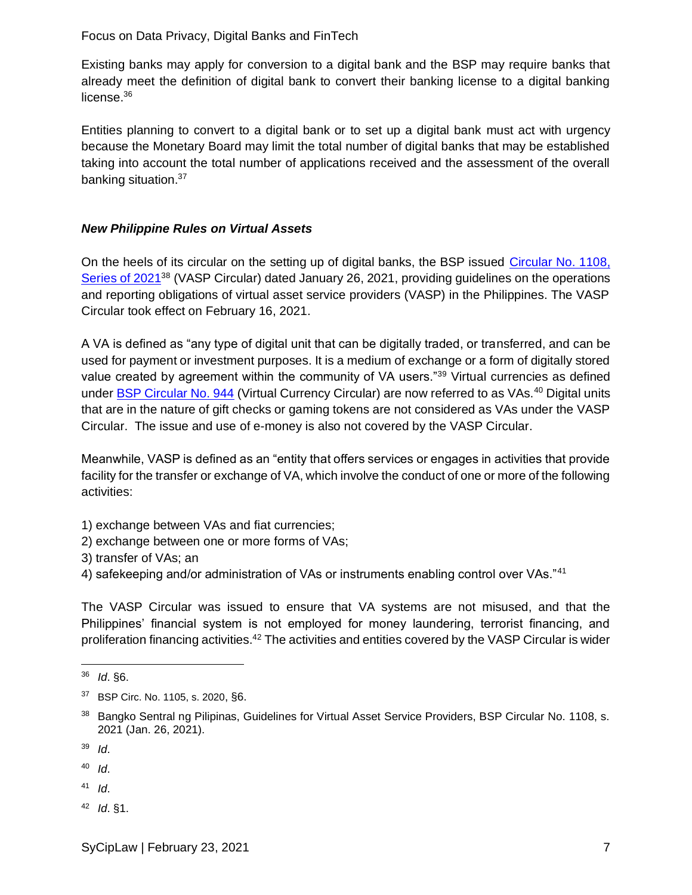Existing banks may apply for conversion to a digital bank and the BSP may require banks that already meet the definition of digital bank to convert their banking license to a digital banking license.[36]

Entities planning to convert to a digital bank or to set up a digital bank must act with urgency because the Monetary Board may limit the total number of digital banks that may be established taking into account the total number of applications received and the assessment of the overall banking situation.[37]

### *New Philippine Rules on Virtual Assets*

On the heels of its circular on the setting up of digital banks, the BSP issued Circular No. 1108, Series of 2021[38] (VASP Circular) dated January 26, 2021, providing guidelines on the operations and reporting obligations of virtual asset service providers (VASP) in the Philippines. The VASP Circular took effect on February 16, 2021.

A VA is defined as "any type of digital unit that can be digitally traded, or transferred, and can be used for payment or investment purposes. It is a medium of exchange or a form of digitally stored value created by agreement within the community of VA users."[39] Virtual currencies as defined under BSP Circular No. 944 (Virtual Currency Circular) are now referred to as VAs.[40] Digital units that are in the nature of gift checks or gaming tokens are not considered as VAs under the VASP Circular. The issue and use of e-money is also not covered by the VASP Circular.

Meanwhile, VASP is defined as an "entity that offers services or engages in activities that provide facility for the transfer or exchange of VA, which involve the conduct of one or more of the following activities:

1) exchange between VAs and fiat currencies;
2) exchange between one or more forms of VAs;
3) transfer of VAs; an
4) safekeeping and/or administration of VAs or instruments enabling control over VAs."[41]

The VASP Circular was issued to ensure that VA systems are not misused, and that the Philippines' financial system is not employed for money laundering, terrorist financing, and proliferation financing activities.[42] The activities and entities covered by the VASP Circular is wider

---

[36] *Id*. §6.

[37] BSP Circ. No. 1105, s. 2020, §6.

[38] Bangko Sentral ng Pilipinas, Guidelines for Virtual Asset Service Providers, BSP Circular No. 1108, s. 2021 (Jan. 26, 2021).

[39] *Id*.

[40] *Id*.

[41] *Id*.

[42] *Id*. §1.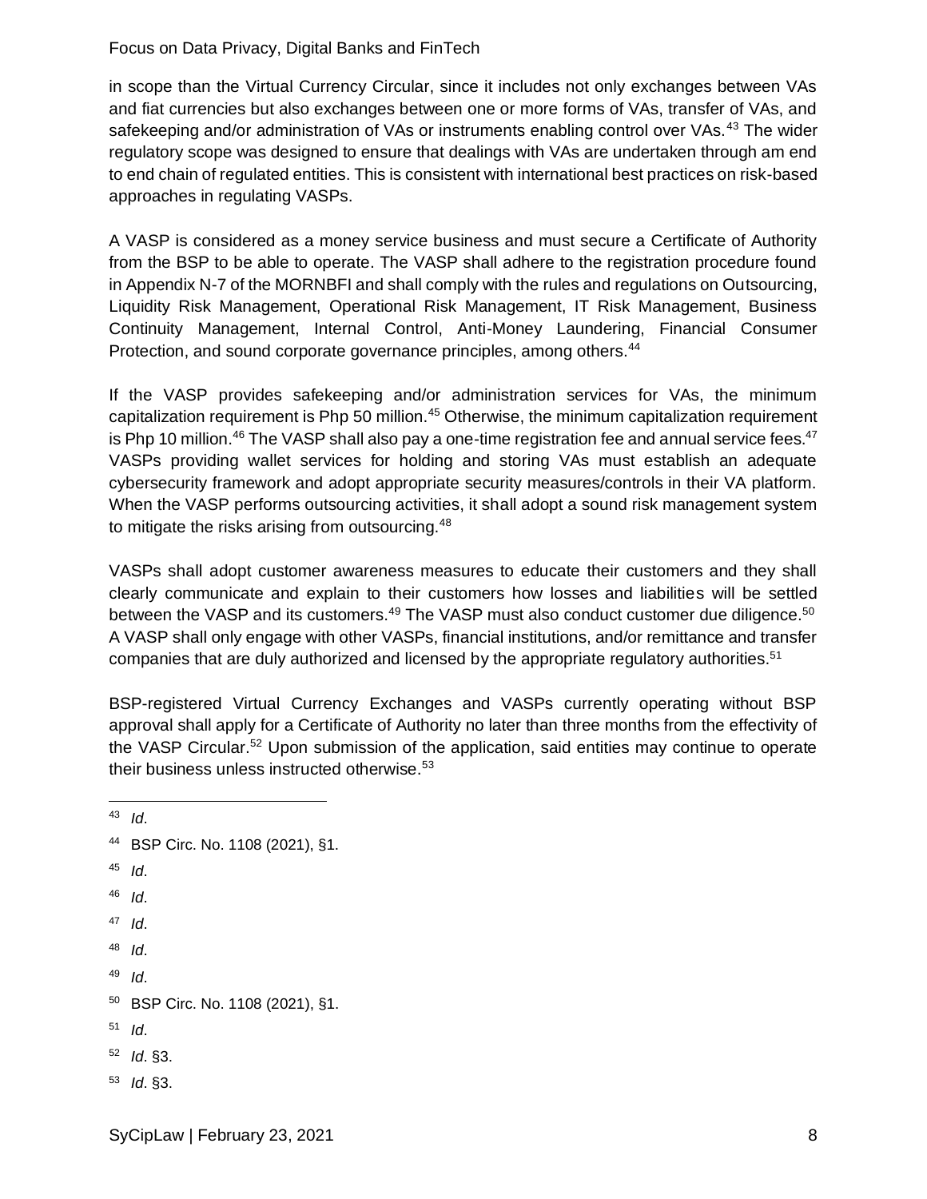in scope than the Virtual Currency Circular, since it includes not only exchanges between VAs and fiat currencies but also exchanges between one or more forms of VAs, transfer of VAs, and safekeeping and/or administration of VAs or instruments enabling control over VAs.[43] The wider regulatory scope was designed to ensure that dealings with VAs are undertaken through am end to end chain of regulated entities. This is consistent with international best practices on risk-based approaches in regulating VASPs.

A VASP is considered as a money service business and must secure a Certificate of Authority from the BSP to be able to operate. The VASP shall adhere to the registration procedure found in Appendix N-7 of the MORNBFI and shall comply with the rules and regulations on Outsourcing, Liquidity Risk Management, Operational Risk Management, IT Risk Management, Business Continuity Management, Internal Control, Anti-Money Laundering, Financial Consumer Protection, and sound corporate governance principles, among others.[44]

If the VASP provides safekeeping and/or administration services for VAs, the minimum capitalization requirement is Php 50 million.[45] Otherwise, the minimum capitalization requirement is Php 10 million.[46] The VASP shall also pay a one-time registration fee and annual service fees.[47] VASPs providing wallet services for holding and storing VAs must establish an adequate cybersecurity framework and adopt appropriate security measures/controls in their VA platform. When the VASP performs outsourcing activities, it shall adopt a sound risk management system to mitigate the risks arising from outsourcing.[48]

VASPs shall adopt customer awareness measures to educate their customers and they shall clearly communicate and explain to their customers how losses and liabilities will be settled between the VASP and its customers.[49] The VASP must also conduct customer due diligence.[50] A VASP shall only engage with other VASPs, financial institutions, and/or remittance and transfer companies that are duly authorized and licensed by the appropriate regulatory authorities.[51]

BSP-registered Virtual Currency Exchanges and VASPs currently operating without BSP approval shall apply for a Certificate of Authority no later than three months from the effectivity of the VASP Circular.[52] Upon submission of the application, said entities may continue to operate their business unless instructed otherwise.[53]

---

[43] *Id*.

[44] BSP Circ. No. 1108 (2021), §1.

[45] *Id*.

[46] *Id*.

[47] *Id*.

[48] *Id*.

[49] *Id*.

[50] BSP Circ. No. 1108 (2021), §1.

[51] *Id*.

[52] *Id*. §3.

[53] *Id*. §3.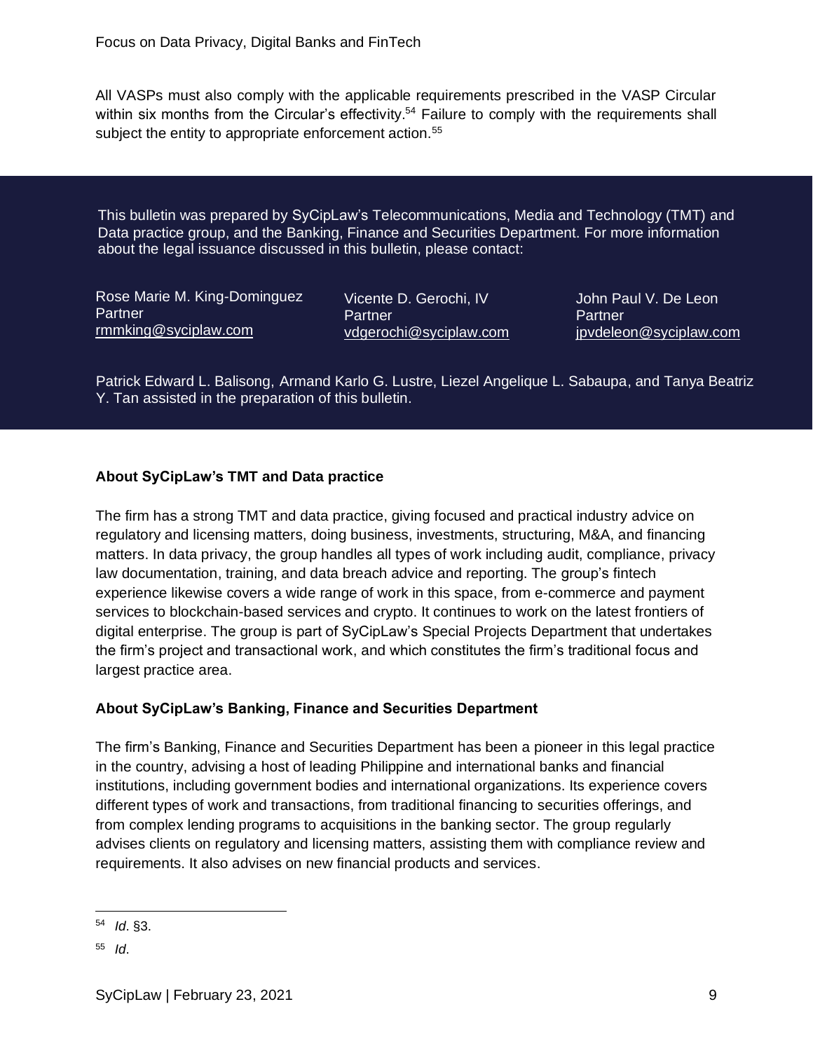All VASPs must also comply with the applicable requirements prescribed in the VASP Circular within six months from the Circular's effectivity.[54] Failure to comply with the requirements shall subject the entity to appropriate enforcement action.[55]

This bulletin was prepared by SyCipLaw's Telecommunications, Media and Technology (TMT) and Data practice group, and the Banking, Finance and Securities Department. For more information about the legal issuance discussed in this bulletin, please contact:

Rose Marie M. King-Dominguez
Partner
rmmking@syciplaw.com

Vicente D. Gerochi, IV
Partner
vdgerochi@syciplaw.com

John Paul V. De Leon
Partner
jpvdeleon@syciplaw.com

Patrick Edward L. Balisong, Armand Karlo G. Lustre, Liezel Angelique L. Sabaupa, and Tanya Beatriz Y. Tan assisted in the preparation of this bulletin.

**About SyCipLaw's TMT and Data practice**

The firm has a strong TMT and data practice, giving focused and practical industry advice on regulatory and licensing matters, doing business, investments, structuring, M&A, and financing matters. In data privacy, the group handles all types of work including audit, compliance, privacy law documentation, training, and data breach advice and reporting. The group's fintech experience likewise covers a wide range of work in this space, from e-commerce and payment services to blockchain-based services and crypto. It continues to work on the latest frontiers of digital enterprise. The group is part of SyCipLaw's Special Projects Department that undertakes the firm's project and transactional work, and which constitutes the firm's traditional focus and largest practice area.

**About SyCipLaw's Banking, Finance and Securities Department**

The firm's Banking, Finance and Securities Department has been a pioneer in this legal practice in the country, advising a host of leading Philippine and international banks and financial institutions, including government bodies and international organizations. Its experience covers different types of work and transactions, from traditional financing to securities offerings, and from complex lending programs to acquisitions in the banking sector. The group regularly advises clients on regulatory and licensing matters, assisting them with compliance review and requirements. It also advises on new financial products and services.

---

[54] *Id*. §3.

[55] *Id*.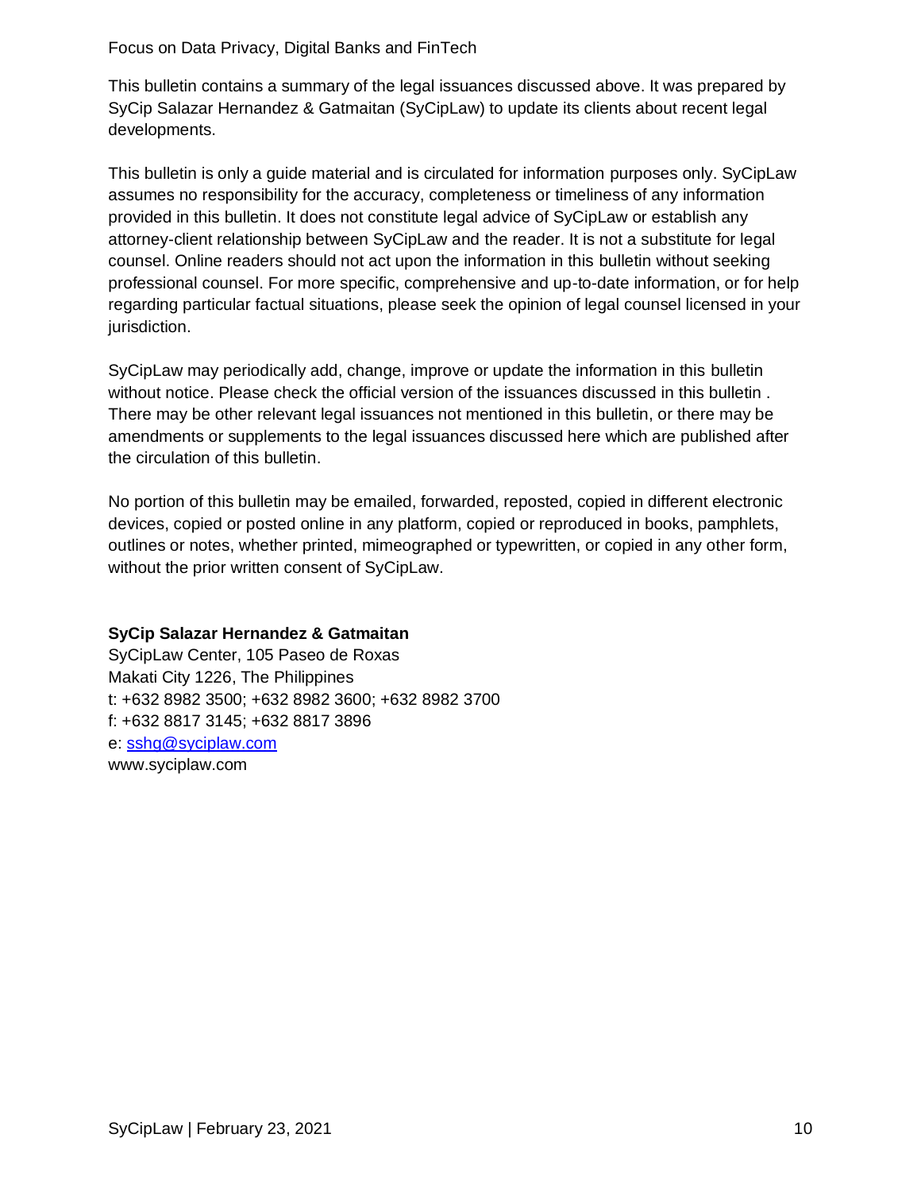This bulletin contains a summary of the legal issuances discussed above. It was prepared by SyCip Salazar Hernandez & Gatmaitan (SyCipLaw) to update its clients about recent legal developments.

This bulletin is only a guide material and is circulated for information purposes only. SyCipLaw assumes no responsibility for the accuracy, completeness or timeliness of any information provided in this bulletin. It does not constitute legal advice of SyCipLaw or establish any attorney-client relationship between SyCipLaw and the reader. It is not a substitute for legal counsel. Online readers should not act upon the information in this bulletin without seeking professional counsel. For more specific, comprehensive and up-to-date information, or for help regarding particular factual situations, please seek the opinion of legal counsel licensed in your jurisdiction.

SyCipLaw may periodically add, change, improve or update the information in this bulletin without notice. Please check the official version of the issuances discussed in this bulletin . There may be other relevant legal issuances not mentioned in this bulletin, or there may be amendments or supplements to the legal issuances discussed here which are published after the circulation of this bulletin.

No portion of this bulletin may be emailed, forwarded, reposted, copied in different electronic devices, copied or posted online in any platform, copied or reproduced in books, pamphlets, outlines or notes, whether printed, mimeographed or typewritten, or copied in any other form, without the prior written consent of SyCipLaw.

**SyCip Salazar Hernandez & Gatmaitan**
SyCipLaw Center, 105 Paseo de Roxas
Makati City 1226, The Philippines
t: +632 8982 3500; +632 8982 3600; +632 8982 3700
f: +632 8817 3145; +632 8817 3896
e: sshg@syciplaw.com
www.syciplaw.com